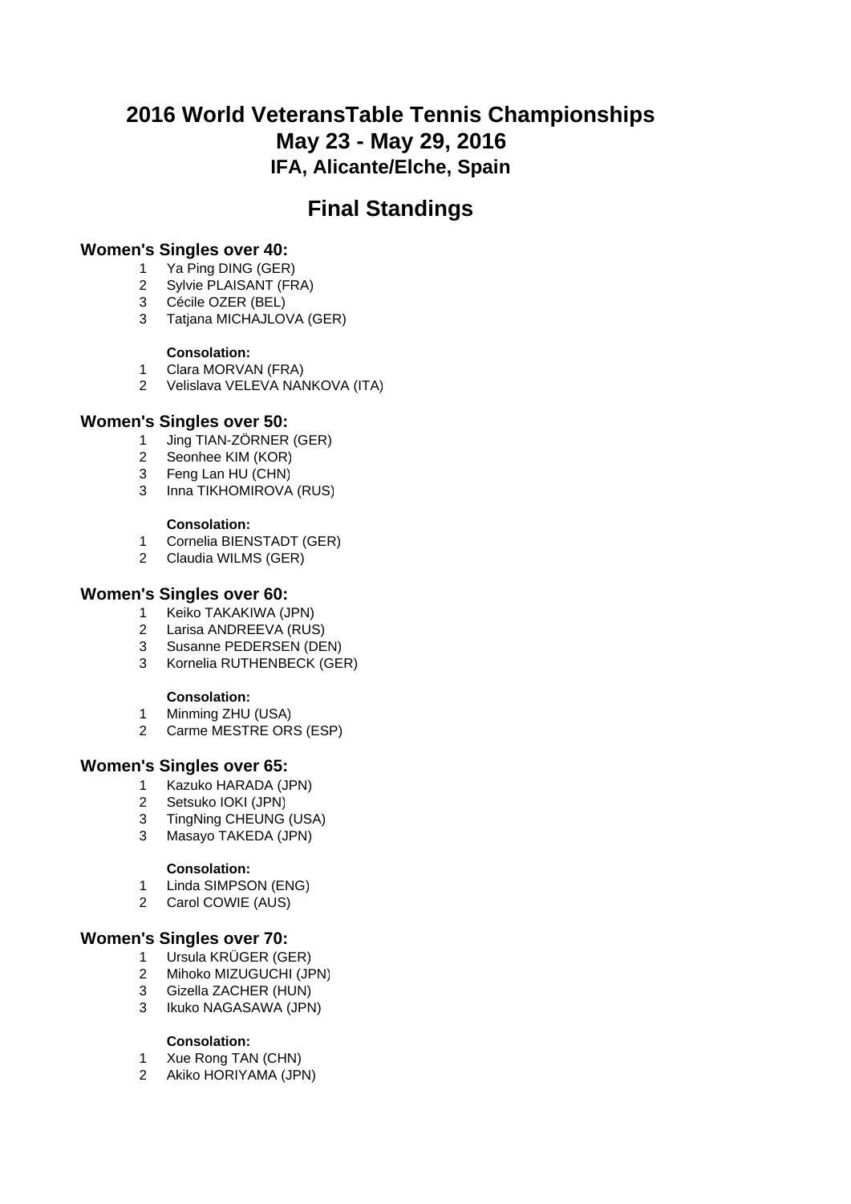# 2016 World VeteransTable Tennis Championships
## May 23 - May 29, 2016
### IFA, Alicante/Elche, Spain

## Final Standings

### Women's Singles over 40:

1 Ya Ping DING (GER)
2 Sylvie PLAISANT (FRA)
3 Cécile OZER (BEL)
3 Tatjana MICHAJLOVA (GER)

**Consolation:**

1 Clara MORVAN (FRA)
2 Velislava VELEVA NANKOVA (ITA)

### Women's Singles over 50:

1 Jing TIAN-ZÖRNER (GER)
2 Seonhee KIM (KOR)
3 Feng Lan HU (CHN)
3 Inna TIKHOMIROVA (RUS)

**Consolation:**

1 Cornelia BIENSTADT (GER)
2 Claudia WILMS (GER)

### Women's Singles over 60:

1 Keiko TAKAKIWA (JPN)
2 Larisa ANDREEVA (RUS)
3 Susanne PEDERSEN (DEN)
3 Kornelia RUTHENBECK (GER)

**Consolation:**

1 Minming ZHU (USA)
2 Carme MESTRE ORS (ESP)

### Women's Singles over 65:

1 Kazuko HARADA (JPN)
2 Setsuko IOKI (JPN)
3 TingNing CHEUNG (USA)
3 Masayo TAKEDA (JPN)

**Consolation:**

1 Linda SIMPSON (ENG)
2 Carol COWIE (AUS)

### Women's Singles over 70:

1 Ursula KRÜGER (GER)
2 Mihoko MIZUGUCHI (JPN)
3 Gizella ZACHER (HUN)
3 Ikuko NAGASAWA (JPN)

**Consolation:**

1 Xue Rong TAN (CHN)
2 Akiko HORIYAMA (JPN)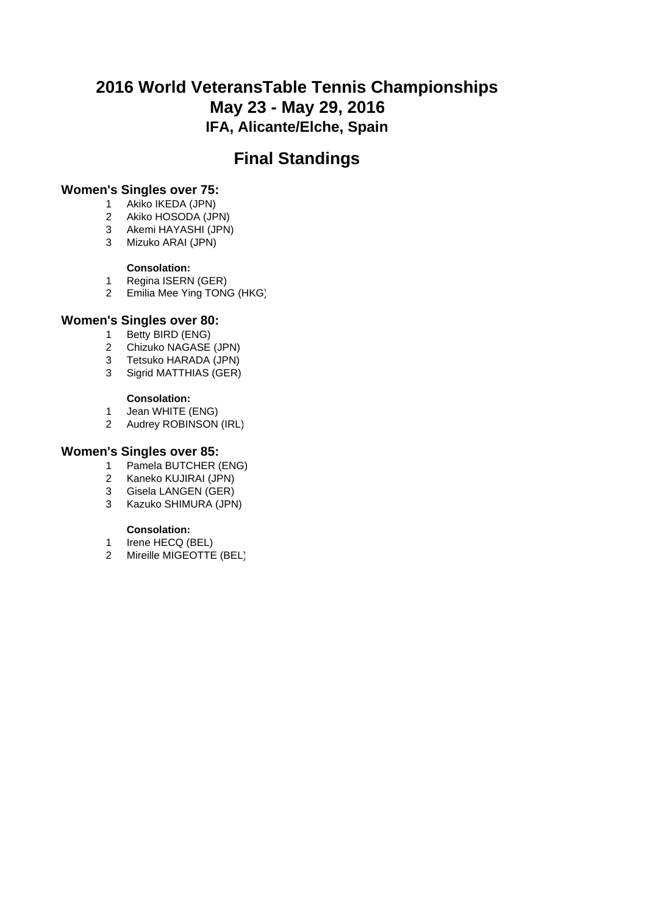# 2016 World VeteransTable Tennis Championships
# May 23 - May 29, 2016
## IFA, Alicante/Elche, Spain

## Final Standings

### Women's Singles over 75:

1 Akiko IKEDA (JPN)
2 Akiko HOSODA (JPN)
3 Akemi HAYASHI (JPN)
3 Mizuko ARAI (JPN)

**Consolation:**

1 Regina ISERN (GER)
2 Emilia Mee Ying TONG (HKG)

### Women's Singles over 80:

1 Betty BIRD (ENG)
2 Chizuko NAGASE (JPN)
3 Tetsuko HARADA (JPN)
3 Sigrid MATTHIAS (GER)

**Consolation:**

1 Jean WHITE (ENG)
2 Audrey ROBINSON (IRL)

### Women's Singles over 85:

1 Pamela BUTCHER (ENG)
2 Kaneko KUJIRAI (JPN)
3 Gisela LANGEN (GER)
3 Kazuko SHIMURA (JPN)

**Consolation:**

1 Irene HECQ (BEL)
2 Mireille MIGEOTTE (BEL)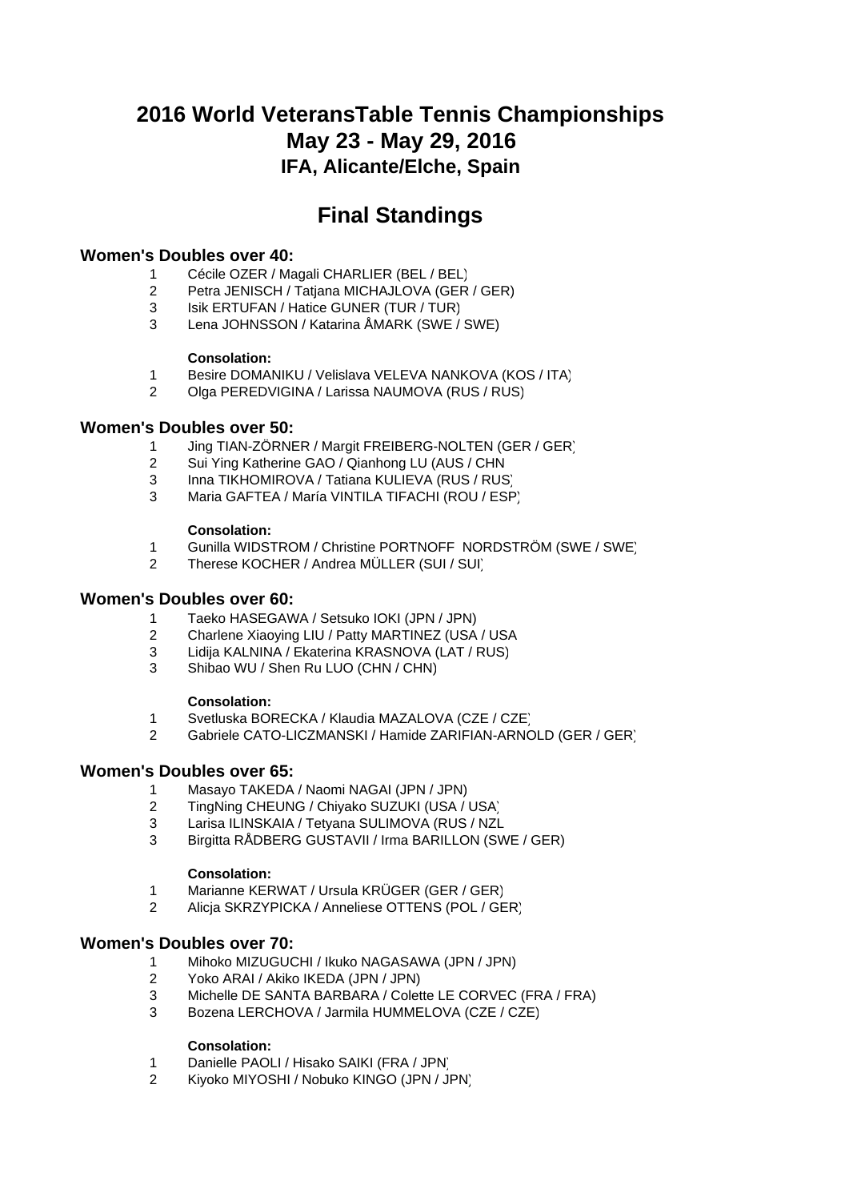# 2016 World VeteransTable Tennis Championships
## May 23 - May 29, 2016
### IFA, Alicante/Elche, Spain

## Final Standings

### Women's Doubles over 40:

1 Cécile OZER / Magali CHARLIER (BEL / BEL)
2 Petra JENISCH / Tatjana MICHAJLOVA (GER / GER)
3 Isik ERTUFAN / Hatice GUNER (TUR / TUR)
3 Lena JOHNSSON / Katarina ÅMARK (SWE / SWE)

**Consolation:**

1 Besire DOMANIKU / Velislava VELEVA NANKOVA (KOS / ITA)
2 Olga PEREDVIGINA / Larissa NAUMOVA (RUS / RUS)

### Women's Doubles over 50:

1 Jing TIAN-ZÖRNER / Margit FREIBERG-NOLTEN (GER / GER)
2 Sui Ying Katherine GAO / Qianhong LU (AUS / CHN
3 Inna TIKHOMIROVA / Tatiana KULIEVA (RUS / RUS)
3 Maria GAFTEA / María VINTILA TIFACHI (ROU / ESP)

**Consolation:**

1 Gunilla WIDSTROM / Christine PORTNOFF NORDSTRÖM (SWE / SWE)
2 Therese KOCHER / Andrea MÜLLER (SUI / SUI)

### Women's Doubles over 60:

1 Taeko HASEGAWA / Setsuko IOKI (JPN / JPN)
2 Charlene Xiaoying LIU / Patty MARTINEZ (USA / USA
3 Lidija KALNINA / Ekaterina KRASNOVA (LAT / RUS)
3 Shibao WU / Shen Ru LUO (CHN / CHN)

**Consolation:**

1 Svetluska BORECKA / Klaudia MAZALOVA (CZE / CZE)
2 Gabriele CATO-LICZMANSKI / Hamide ZARIFIAN-ARNOLD (GER / GER)

### Women's Doubles over 65:

1 Masayo TAKEDA / Naomi NAGAI (JPN / JPN)
2 TingNing CHEUNG / Chiyako SUZUKI (USA / USA)
3 Larisa ILINSKAIA / Tetyana SULIMOVA (RUS / NZL
3 Birgitta RÅDBERG GUSTAVII / Irma BARILLON (SWE / GER)

**Consolation:**

1 Marianne KERWAT / Ursula KRÜGER (GER / GER)
2 Alicja SKRZYPICKA / Anneliese OTTENS (POL / GER)

### Women's Doubles over 70:

1 Mihoko MIZUGUCHI / Ikuko NAGASAWA (JPN / JPN)
2 Yoko ARAI / Akiko IKEDA (JPN / JPN)
3 Michelle DE SANTA BARBARA / Colette LE CORVEC (FRA / FRA)
3 Bozena LERCHOVA / Jarmila HUMMELOVA (CZE / CZE)

**Consolation:**

1 Danielle PAOLI / Hisako SAIKI (FRA / JPN)
2 Kiyoko MIYOSHI / Nobuko KINGO (JPN / JPN)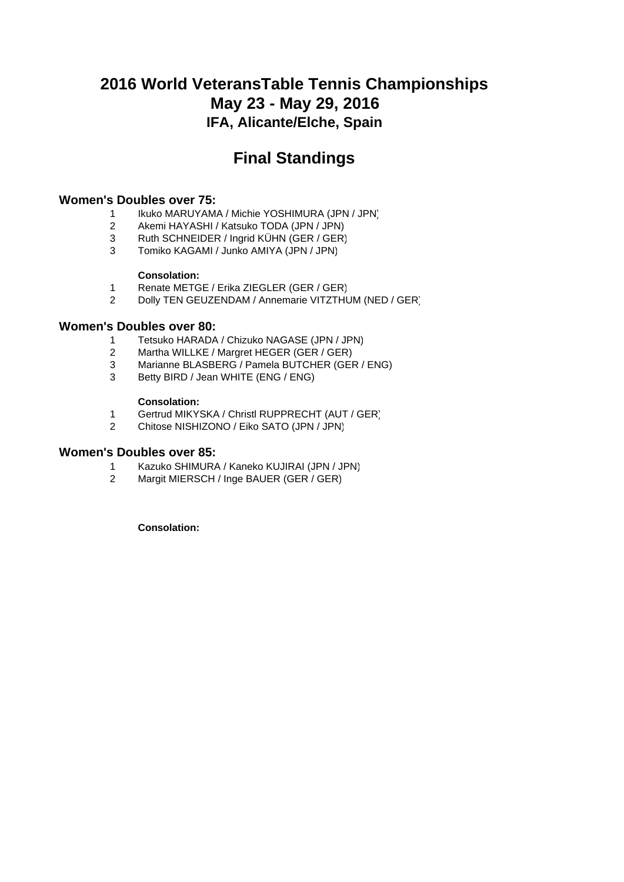# 2016 World VeteransTable Tennis Championships
## May 23 - May 29, 2016
### IFA, Alicante/Elche, Spain

## Final Standings

### Women's Doubles over 75:

1 Ikuko MARUYAMA / Michie YOSHIMURA (JPN / JPN)
2 Akemi HAYASHI / Katsuko TODA (JPN / JPN)
3 Ruth SCHNEIDER / Ingrid KÜHN (GER / GER)
3 Tomiko KAGAMI / Junko AMIYA (JPN / JPN)

**Consolation:**

1 Renate METGE / Erika ZIEGLER (GER / GER)
2 Dolly TEN GEUZENDAM / Annemarie VITZTHUM (NED / GER)

### Women's Doubles over 80:

1 Tetsuko HARADA / Chizuko NAGASE (JPN / JPN)
2 Martha WILLKE / Margret HEGER (GER / GER)
3 Marianne BLASBERG / Pamela BUTCHER (GER / ENG)
3 Betty BIRD / Jean WHITE (ENG / ENG)

**Consolation:**

1 Gertrud MIKYSKA / Christl RUPPRECHT (AUT / GER)
2 Chitose NISHIZONO / Eiko SATO (JPN / JPN)

### Women's Doubles over 85:

1 Kazuko SHIMURA / Kaneko KUJIRAI (JPN / JPN)
2 Margit MIERSCH / Inge BAUER (GER / GER)

**Consolation:**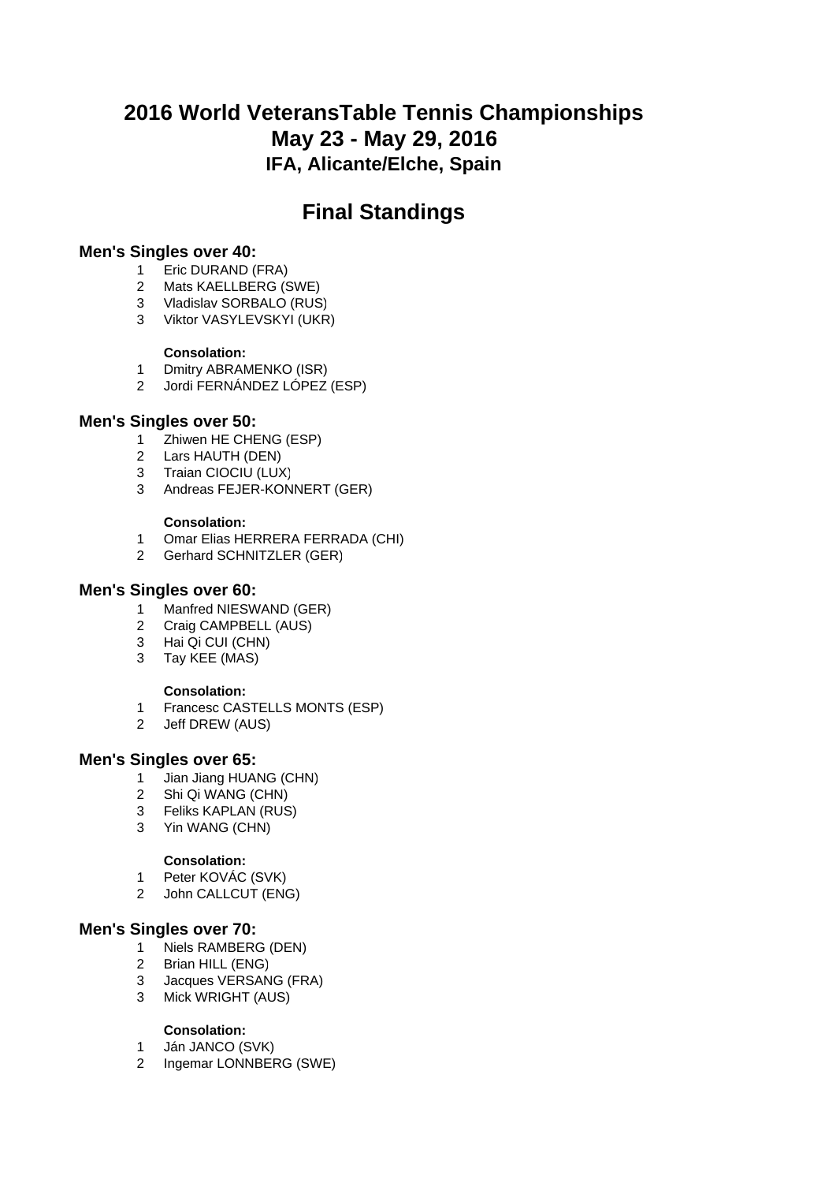# 2016 World VeteransTable Tennis Championships
# May 23 - May 29, 2016
## IFA, Alicante/Elche, Spain

# Final Standings

### Men's Singles over 40:

1 Eric DURAND (FRA)
2 Mats KAELLBERG (SWE)
3 Vladislav SORBALO (RUS)
3 Viktor VASYLEVSKYI (UKR)

**Consolation:**

1 Dmitry ABRAMENKO (ISR)
2 Jordi FERNÁNDEZ LÓPEZ (ESP)

### Men's Singles over 50:

1 Zhiwen HE CHENG (ESP)
2 Lars HAUTH (DEN)
3 Traian CIOCIU (LUX)
3 Andreas FEJER-KONNERT (GER)

**Consolation:**

1 Omar Elias HERRERA FERRADA (CHI)
2 Gerhard SCHNITZLER (GER)

### Men's Singles over 60:

1 Manfred NIESWAND (GER)
2 Craig CAMPBELL (AUS)
3 Hai Qi CUI (CHN)
3 Tay KEE (MAS)

**Consolation:**

1 Francesc CASTELLS MONTS (ESP)
2 Jeff DREW (AUS)

### Men's Singles over 65:

1 Jian Jiang HUANG (CHN)
2 Shi Qi WANG (CHN)
3 Feliks KAPLAN (RUS)
3 Yin WANG (CHN)

**Consolation:**

1 Peter KOVÁC (SVK)
2 John CALLCUT (ENG)

### Men's Singles over 70:

1 Niels RAMBERG (DEN)
2 Brian HILL (ENG)
3 Jacques VERSANG (FRA)
3 Mick WRIGHT (AUS)

**Consolation:**

1 Ján JANCO (SVK)
2 Ingemar LONNBERG (SWE)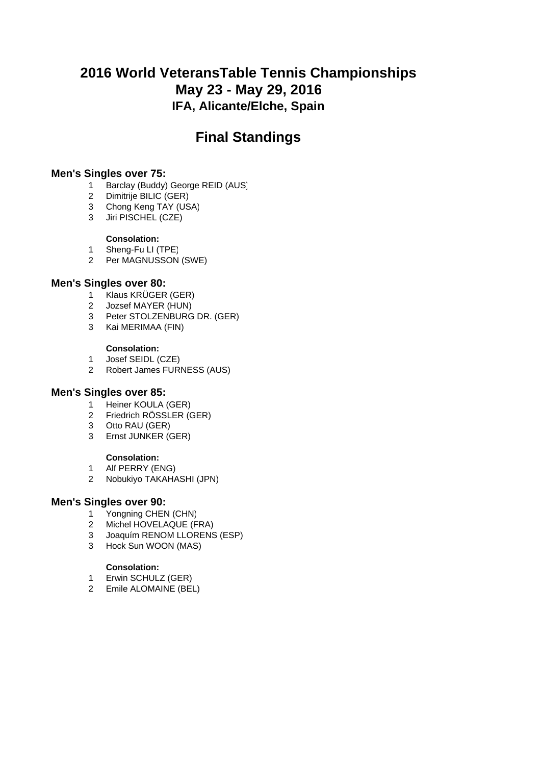# 2016 World VeteransTable Tennis Championships
## May 23 - May 29, 2016
### IFA, Alicante/Elche, Spain

## Final Standings

### Men's Singles over 75:

1 Barclay (Buddy) George REID (AUS)
2 Dimitrije BILIC (GER)
3 Chong Keng TAY (USA)
3 Jiri PISCHEL (CZE)

**Consolation:**

1 Sheng-Fu LI (TPE)
2 Per MAGNUSSON (SWE)

### Men's Singles over 80:

1 Klaus KRÜGER (GER)
2 Jozsef MAYER (HUN)
3 Peter STOLZENBURG DR. (GER)
3 Kai MERIMAA (FIN)

**Consolation:**

1 Josef SEIDL (CZE)
2 Robert James FURNESS (AUS)

### Men's Singles over 85:

1 Heiner KOULA (GER)
2 Friedrich RÖSSLER (GER)
3 Otto RAU (GER)
3 Ernst JUNKER (GER)

**Consolation:**

1 Alf PERRY (ENG)
2 Nobukiyo TAKAHASHI (JPN)

### Men's Singles over 90:

1 Yongning CHEN (CHN)
2 Michel HOVELAQUE (FRA)
3 Joaquím RENOM LLORENS (ESP)
3 Hock Sun WOON (MAS)

**Consolation:**

1 Erwin SCHULZ (GER)
2 Emile ALOMAINE (BEL)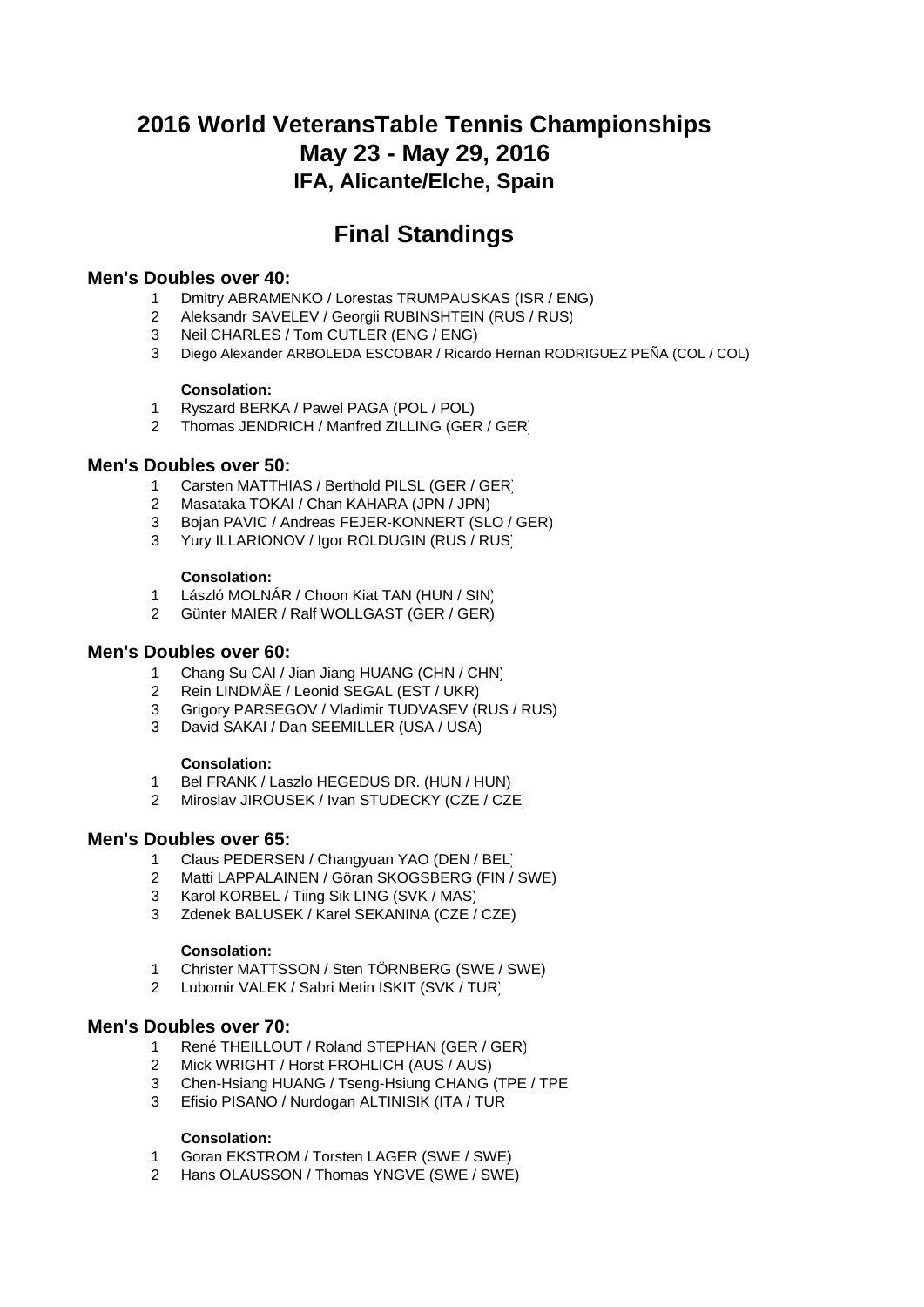# 2016 World VeteransTable Tennis Championships
## May 23 - May 29, 2016
### IFA, Alicante/Elche, Spain

## Final Standings

### Men's Doubles over 40:

1 Dmitry ABRAMENKO / Lorestas TRUMPAUSKAS (ISR / ENG)
2 Aleksandr SAVELEV / Georgii RUBINSHTEIN (RUS / RUS)
3 Neil CHARLES / Tom CUTLER (ENG / ENG)
3 Diego Alexander ARBOLEDA ESCOBAR / Ricardo Hernan RODRIGUEZ PEÑA (COL / COL)

**Consolation:**

1 Ryszard BERKA / Pawel PAGA (POL / POL)
2 Thomas JENDRICH / Manfred ZILLING (GER / GER)

### Men's Doubles over 50:

1 Carsten MATTHIAS / Berthold PILSL (GER / GER)
2 Masataka TOKAI / Chan KAHARA (JPN / JPN)
3 Bojan PAVIC / Andreas FEJER-KONNERT (SLO / GER)
3 Yury ILLARIONOV / Igor ROLDUGIN (RUS / RUS)

**Consolation:**

1 László MOLNÁR / Choon Kiat TAN (HUN / SIN)
2 Günter MAIER / Ralf WOLLGAST (GER / GER)

### Men's Doubles over 60:

1 Chang Su CAI / Jian Jiang HUANG (CHN / CHN)
2 Rein LINDMÄE / Leonid SEGAL (EST / UKR)
3 Grigory PARSEGOV / Vladimir TUDVASEV (RUS / RUS)
3 David SAKAI / Dan SEEMILLER (USA / USA)

**Consolation:**

1 Bel FRANK / Laszlo HEGEDUS DR. (HUN / HUN)
2 Miroslav JIROUSEK / Ivan STUDECKY (CZE / CZE)

### Men's Doubles over 65:

1 Claus PEDERSEN / Changyuan YAO (DEN / BEL)
2 Matti LAPPALAINEN / Göran SKOGSBERG (FIN / SWE)
3 Karol KORBEL / Tiing Sik LING (SVK / MAS)
3 Zdenek BALUSEK / Karel SEKANINA (CZE / CZE)

**Consolation:**

1 Christer MATTSSON / Sten TÖRNBERG (SWE / SWE)
2 Lubomir VALEK / Sabri Metin ISKIT (SVK / TUR)

### Men's Doubles over 70:

1 René THEILLOUT / Roland STEPHAN (GER / GER)
2 Mick WRIGHT / Horst FROHLICH (AUS / AUS)
3 Chen-Hsiang HUANG / Tseng-Hsiung CHANG (TPE / TPE
3 Efisio PISANO / Nurdogan ALTINISIK (ITA / TUR

**Consolation:**

1 Goran EKSTROM / Torsten LAGER (SWE / SWE)
2 Hans OLAUSSON / Thomas YNGVE (SWE / SWE)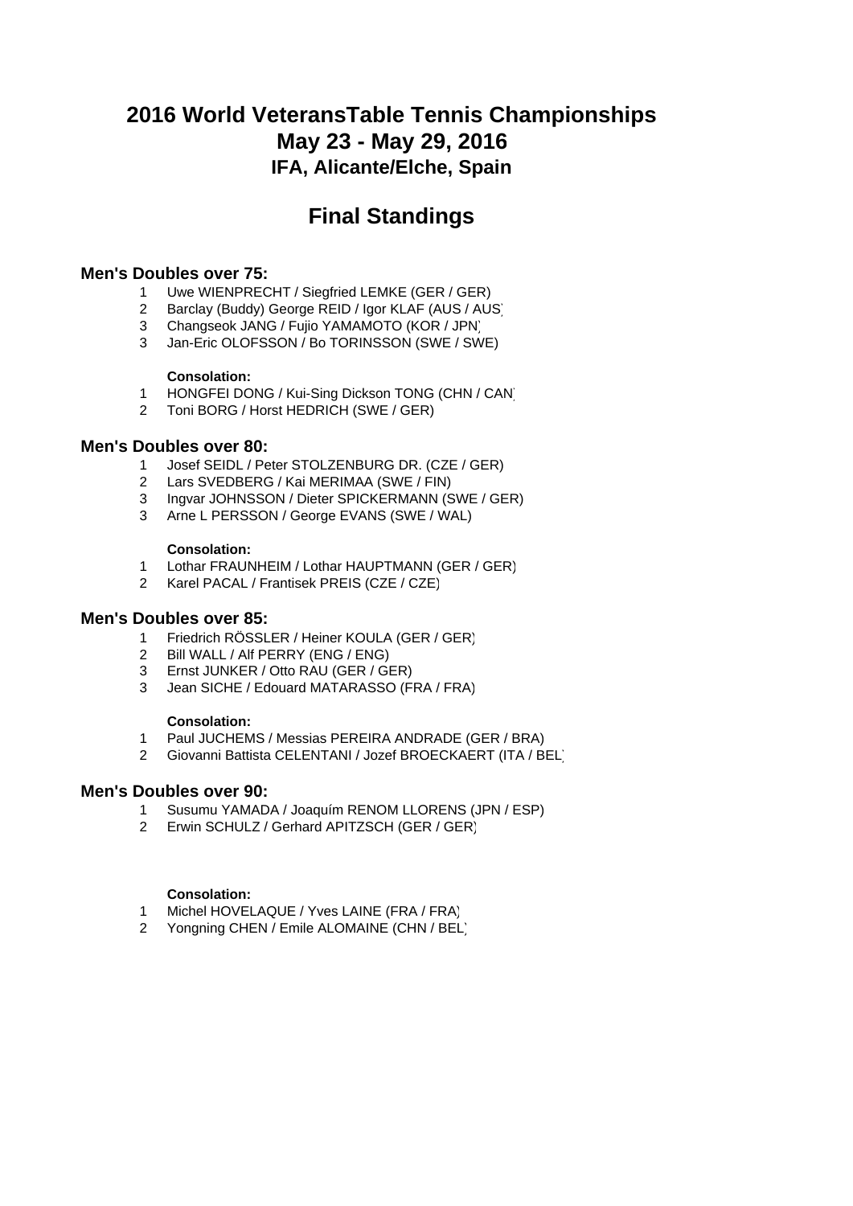# 2016 World VeteransTable Tennis Championships
# May 23 - May 29, 2016
## IFA, Alicante/Elche, Spain

# Final Standings

### Men's Doubles over 75:

1 Uwe WIENPRECHT / Siegfried LEMKE (GER / GER)
2 Barclay (Buddy) George REID / Igor KLAF (AUS / AUS)
3 Changseok JANG / Fujio YAMAMOTO (KOR / JPN)
3 Jan-Eric OLOFSSON / Bo TORINSSON (SWE / SWE)

**Consolation:**

1 HONGFEI DONG / Kui-Sing Dickson TONG (CHN / CAN)
2 Toni BORG / Horst HEDRICH (SWE / GER)

### Men's Doubles over 80:

1 Josef SEIDL / Peter STOLZENBURG DR. (CZE / GER)
2 Lars SVEDBERG / Kai MERIMAA (SWE / FIN)
3 Ingvar JOHNSSON / Dieter SPICKERMANN (SWE / GER)
3 Arne L PERSSON / George EVANS (SWE / WAL)

**Consolation:**

1 Lothar FRAUNHEIM / Lothar HAUPTMANN (GER / GER)
2 Karel PACAL / Frantisek PREIS (CZE / CZE)

### Men's Doubles over 85:

1 Friedrich RÖSSLER / Heiner KOULA (GER / GER)
2 Bill WALL / Alf PERRY (ENG / ENG)
3 Ernst JUNKER / Otto RAU (GER / GER)
3 Jean SICHE / Edouard MATARASSO (FRA / FRA)

**Consolation:**

1 Paul JUCHEMS / Messias PEREIRA ANDRADE (GER / BRA)
2 Giovanni Battista CELENTANI / Jozef BROECKAERT (ITA / BEL)

### Men's Doubles over 90:

1 Susumu YAMADA / Joaquím RENOM LLORENS (JPN / ESP)
2 Erwin SCHULZ / Gerhard APITZSCH (GER / GER)

**Consolation:**

1 Michel HOVELAQUE / Yves LAINE (FRA / FRA)
2 Yongning CHEN / Emile ALOMAINE (CHN / BEL)